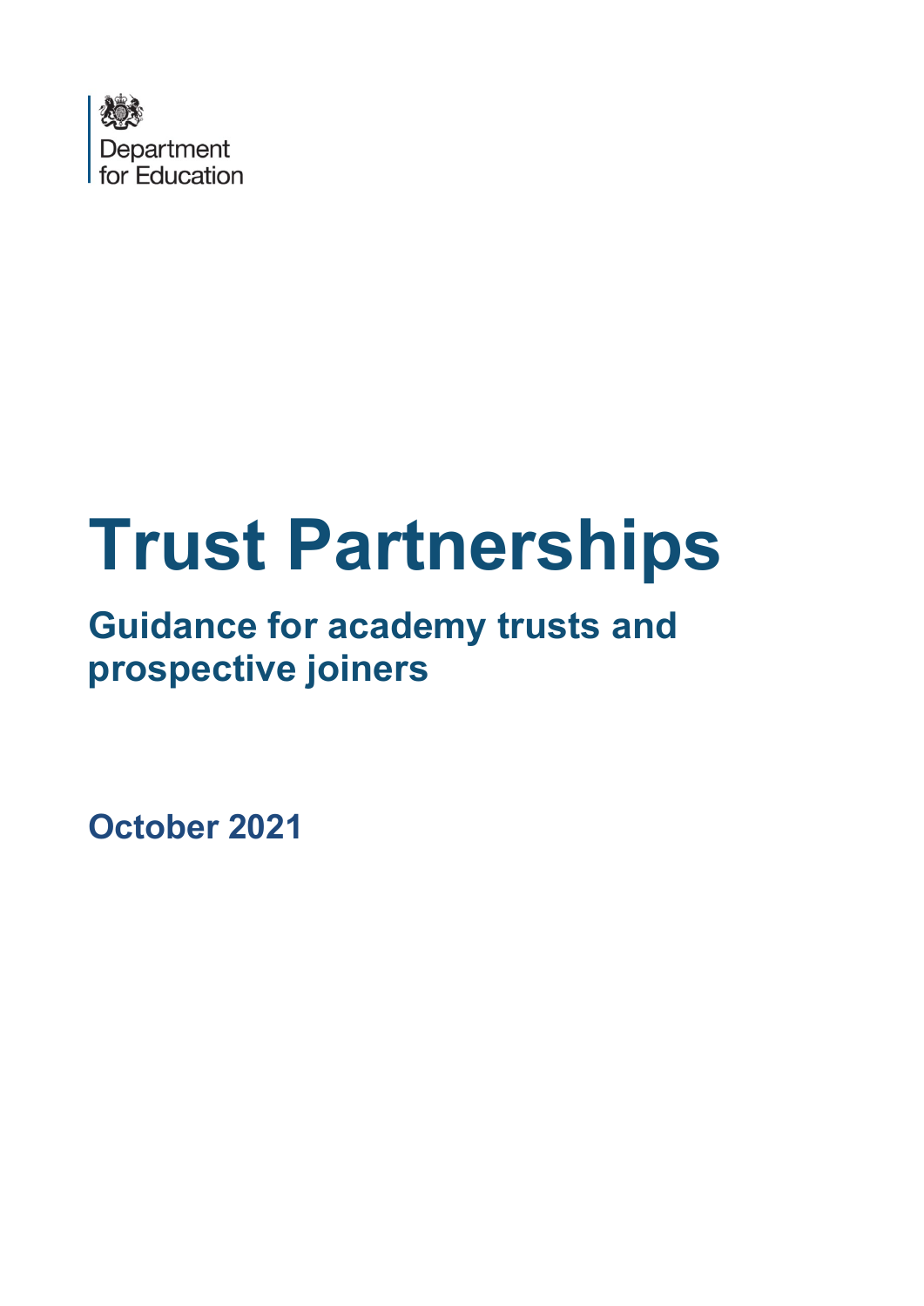Department for Education

# Trust Partnerships

## Guidance for academy trusts and prospective joiners

**October 2021**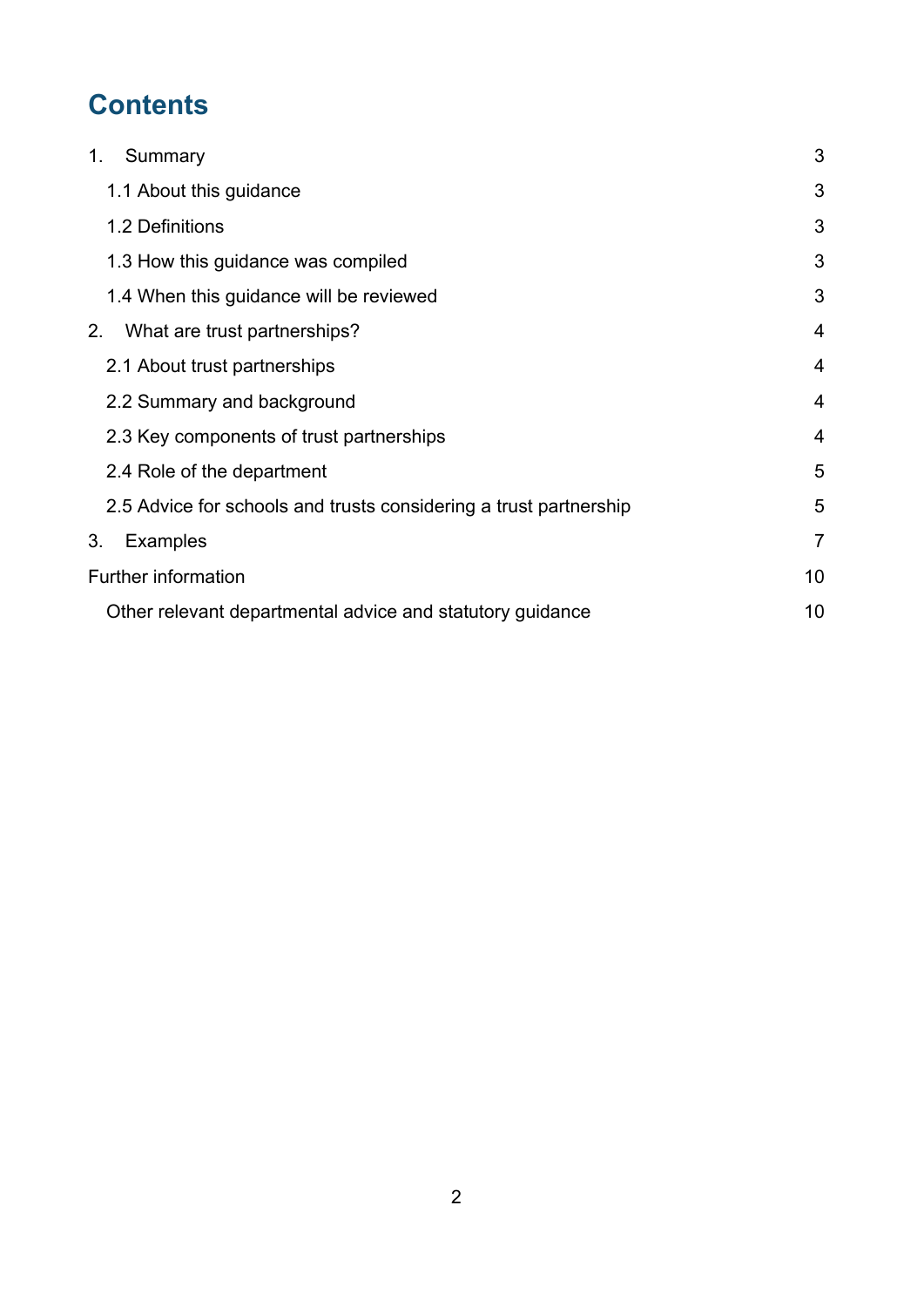# Contents

1. Summary 3
   - 1.1 About this guidance 3
   - 1.2 Definitions 3
   - 1.3 How this guidance was compiled 3
   - 1.4 When this guidance will be reviewed 3
2. What are trust partnerships? 4
   - 2.1 About trust partnerships 4
   - 2.2 Summary and background 4
   - 2.3 Key components of trust partnerships 4
   - 2.4 Role of the department 5
   - 2.5 Advice for schools and trusts considering a trust partnership 5
3. Examples 7

Further information 10

- Other relevant departmental advice and statutory guidance 10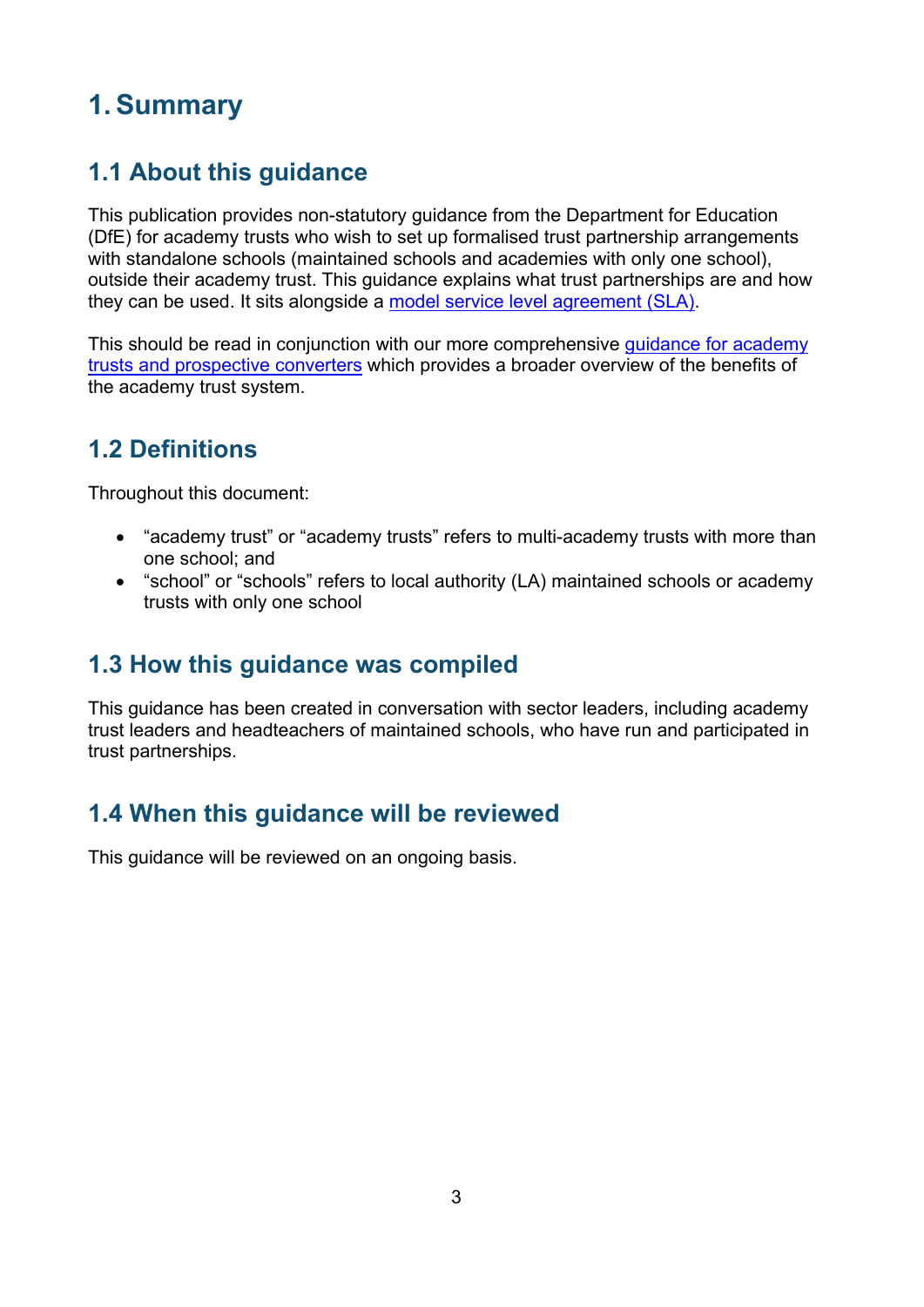# 1. Summary

## 1.1 About this guidance

This publication provides non-statutory guidance from the Department for Education (DfE) for academy trusts who wish to set up formalised trust partnership arrangements with standalone schools (maintained schools and academies with only one school), outside their academy trust. This guidance explains what trust partnerships are and how they can be used. It sits alongside a model service level agreement (SLA).

This should be read in conjunction with our more comprehensive guidance for academy trusts and prospective converters which provides a broader overview of the benefits of the academy trust system.

## 1.2 Definitions

Throughout this document:

- "academy trust" or "academy trusts" refers to multi-academy trusts with more than one school; and
- "school" or "schools" refers to local authority (LA) maintained schools or academy trusts with only one school

## 1.3 How this guidance was compiled

This guidance has been created in conversation with sector leaders, including academy trust leaders and headteachers of maintained schools, who have run and participated in trust partnerships.

## 1.4 When this guidance will be reviewed

This guidance will be reviewed on an ongoing basis.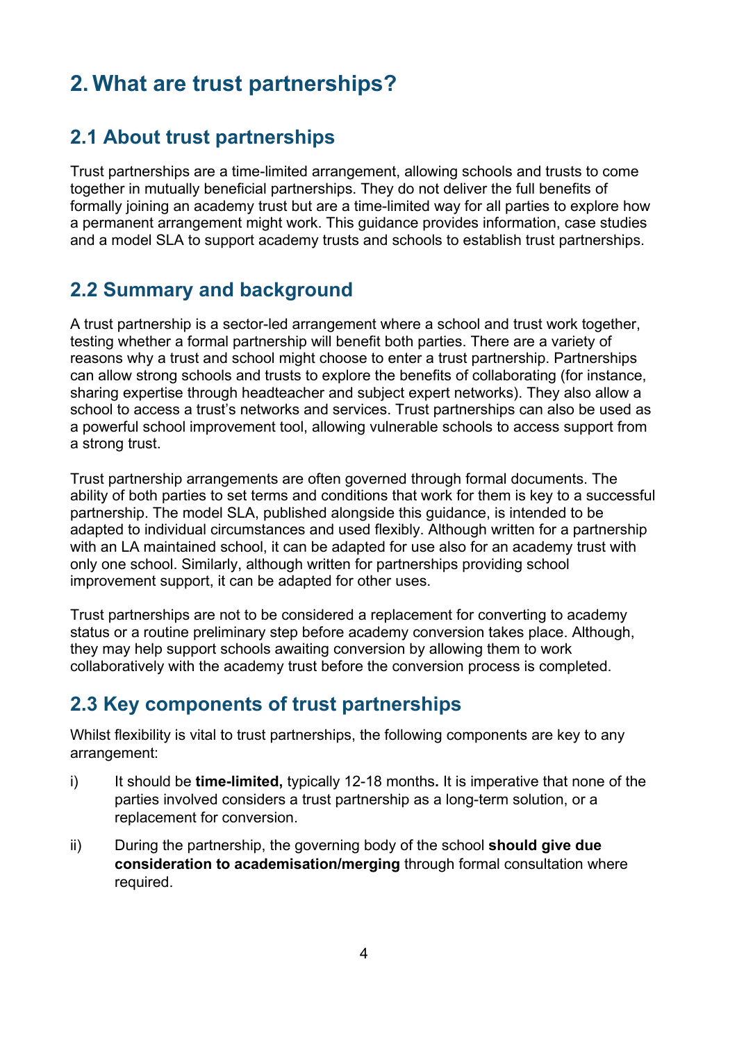# 2. What are trust partnerships?

## 2.1 About trust partnerships

Trust partnerships are a time-limited arrangement, allowing schools and trusts to come together in mutually beneficial partnerships. They do not deliver the full benefits of formally joining an academy trust but are a time-limited way for all parties to explore how a permanent arrangement might work. This guidance provides information, case studies and a model SLA to support academy trusts and schools to establish trust partnerships.

## 2.2 Summary and background

A trust partnership is a sector-led arrangement where a school and trust work together, testing whether a formal partnership will benefit both parties. There are a variety of reasons why a trust and school might choose to enter a trust partnership. Partnerships can allow strong schools and trusts to explore the benefits of collaborating (for instance, sharing expertise through headteacher and subject expert networks). They also allow a school to access a trust's networks and services. Trust partnerships can also be used as a powerful school improvement tool, allowing vulnerable schools to access support from a strong trust.

Trust partnership arrangements are often governed through formal documents. The ability of both parties to set terms and conditions that work for them is key to a successful partnership. The model SLA, published alongside this guidance, is intended to be adapted to individual circumstances and used flexibly. Although written for a partnership with an LA maintained school, it can be adapted for use also for an academy trust with only one school. Similarly, although written for partnerships providing school improvement support, it can be adapted for other uses.

Trust partnerships are not to be considered a replacement for converting to academy status or a routine preliminary step before academy conversion takes place. Although, they may help support schools awaiting conversion by allowing them to work collaboratively with the academy trust before the conversion process is completed.

## 2.3 Key components of trust partnerships

Whilst flexibility is vital to trust partnerships, the following components are key to any arrangement:

i) It should be **time-limited,** typically 12-18 months**.** It is imperative that none of the parties involved considers a trust partnership as a long-term solution, or a replacement for conversion.

ii) During the partnership, the governing body of the school **should give due consideration to academisation/merging** through formal consultation where required.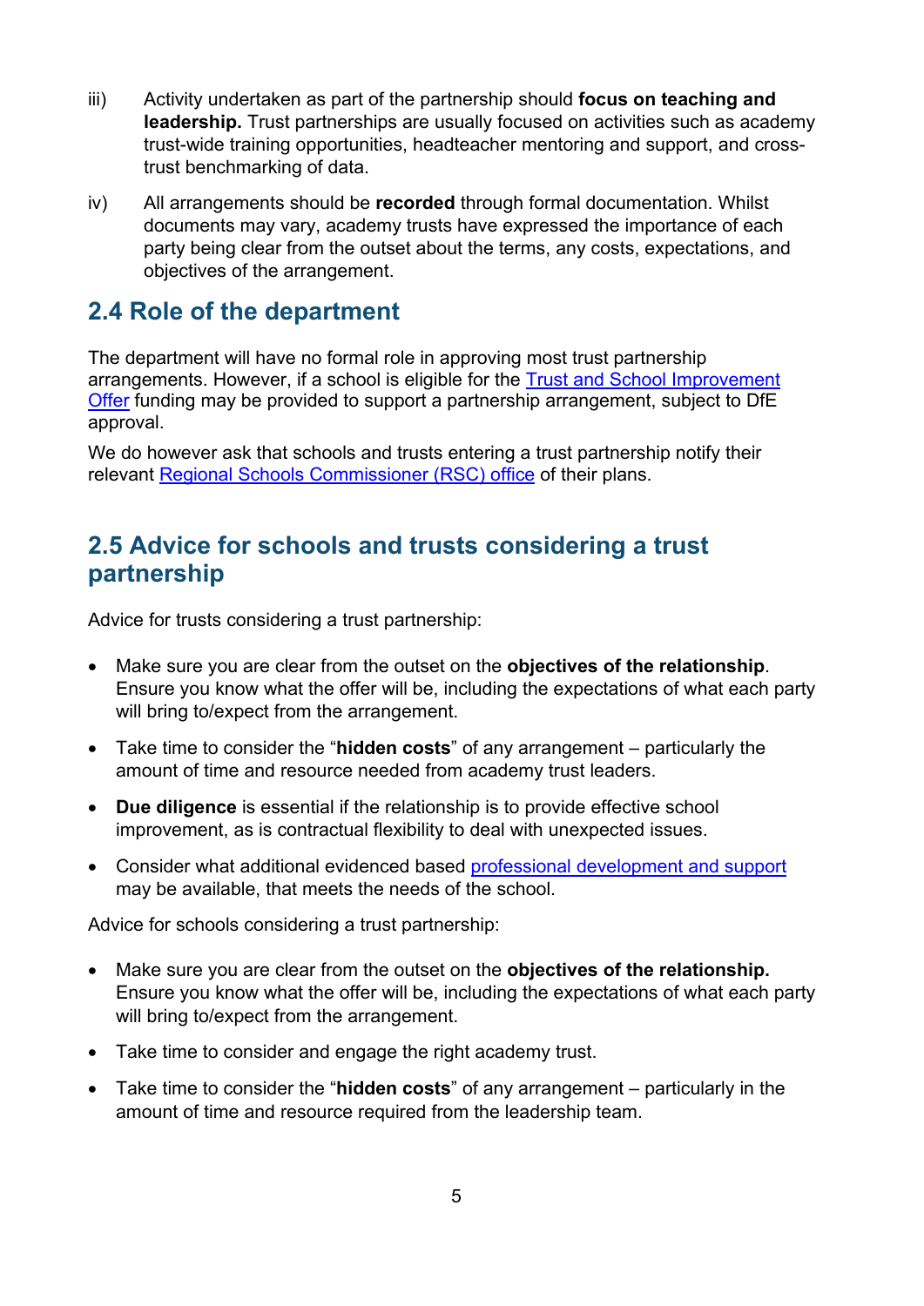iii) Activity undertaken as part of the partnership should **focus on teaching and leadership.** Trust partnerships are usually focused on activities such as academy trust-wide training opportunities, headteacher mentoring and support, and cross-trust benchmarking of data.

iv) All arrangements should be **recorded** through formal documentation. Whilst documents may vary, academy trusts have expressed the importance of each party being clear from the outset about the terms, any costs, expectations, and objectives of the arrangement.

## 2.4 Role of the department

The department will have no formal role in approving most trust partnership arrangements. However, if a school is eligible for the [Trust and School Improvement Offer](#) funding may be provided to support a partnership arrangement, subject to DfE approval.

We do however ask that schools and trusts entering a trust partnership notify their relevant [Regional Schools Commissioner (RSC) office](#) of their plans.

## 2.5 Advice for schools and trusts considering a trust partnership

Advice for trusts considering a trust partnership:

- Make sure you are clear from the outset on the **objectives of the relationship**. Ensure you know what the offer will be, including the expectations of what each party will bring to/expect from the arrangement.
- Take time to consider the "**hidden costs**" of any arrangement – particularly the amount of time and resource needed from academy trust leaders.
- **Due diligence** is essential if the relationship is to provide effective school improvement, as is contractual flexibility to deal with unexpected issues.
- Consider what additional evidenced based [professional development and support](#) may be available, that meets the needs of the school.

Advice for schools considering a trust partnership:

- Make sure you are clear from the outset on the **objectives of the relationship.** Ensure you know what the offer will be, including the expectations of what each party will bring to/expect from the arrangement.
- Take time to consider and engage the right academy trust.
- Take time to consider the "**hidden costs**" of any arrangement – particularly in the amount of time and resource required from the leadership team.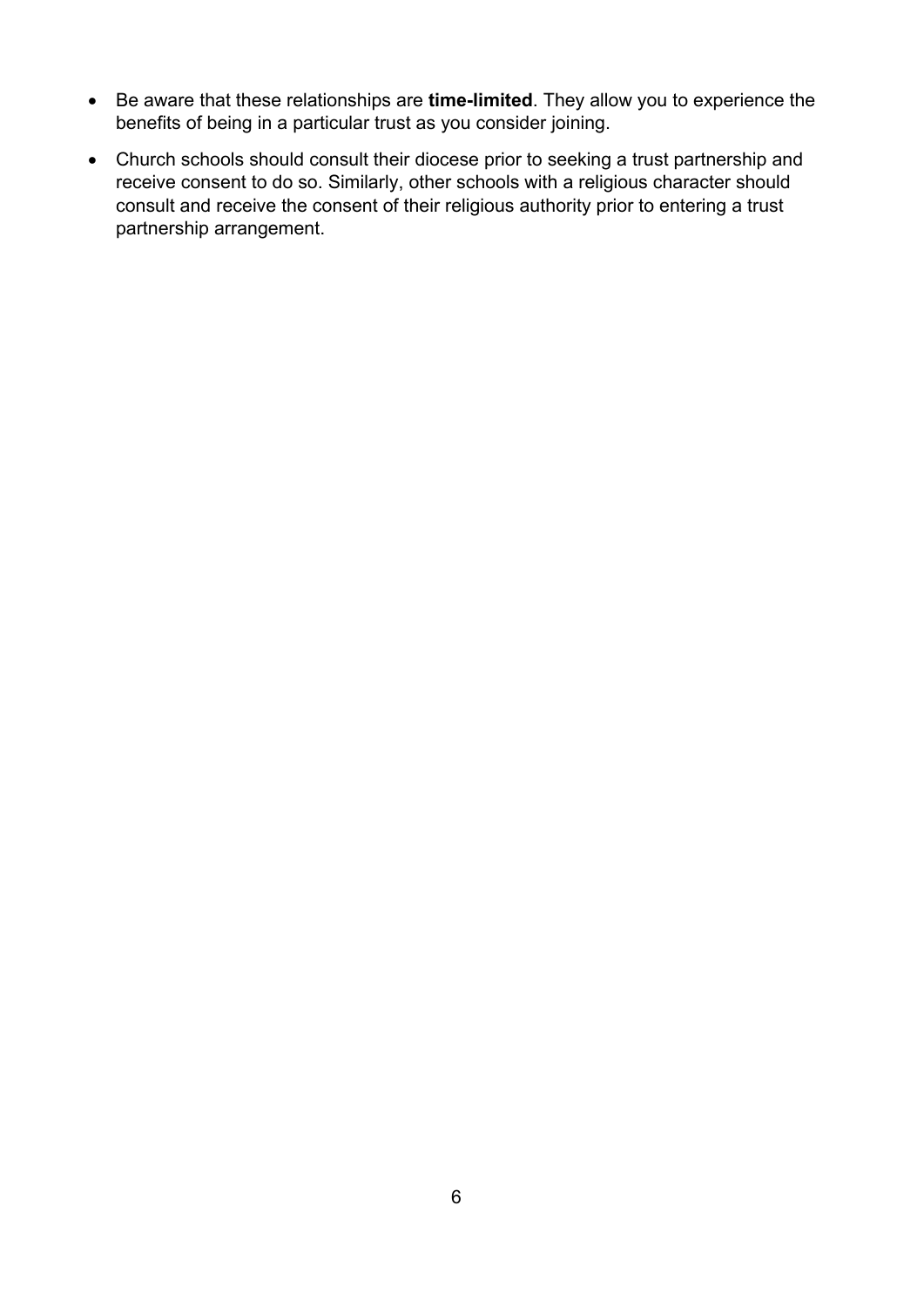- Be aware that these relationships are **time-limited**. They allow you to experience the benefits of being in a particular trust as you consider joining.
- Church schools should consult their diocese prior to seeking a trust partnership and receive consent to do so. Similarly, other schools with a religious character should consult and receive the consent of their religious authority prior to entering a trust partnership arrangement.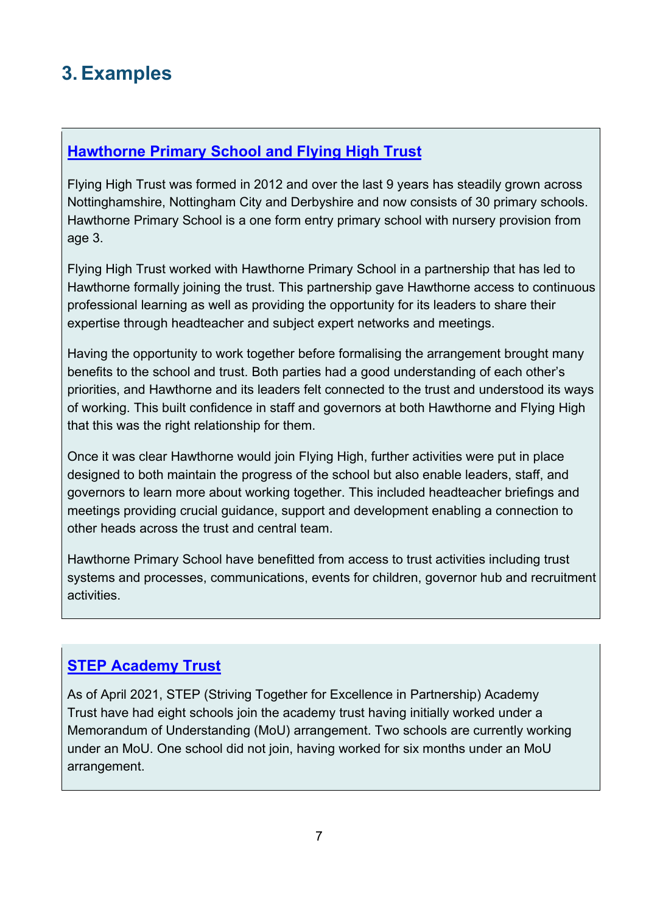# 3. Examples

### Hawthorne Primary School and Flying High Trust

Flying High Trust was formed in 2012 and over the last 9 years has steadily grown across Nottinghamshire, Nottingham City and Derbyshire and now consists of 30 primary schools. Hawthorne Primary School is a one form entry primary school with nursery provision from age 3.

Flying High Trust worked with Hawthorne Primary School in a partnership that has led to Hawthorne formally joining the trust. This partnership gave Hawthorne access to continuous professional learning as well as providing the opportunity for its leaders to share their expertise through headteacher and subject expert networks and meetings.

Having the opportunity to work together before formalising the arrangement brought many benefits to the school and trust. Both parties had a good understanding of each other's priorities, and Hawthorne and its leaders felt connected to the trust and understood its ways of working. This built confidence in staff and governors at both Hawthorne and Flying High that this was the right relationship for them.

Once it was clear Hawthorne would join Flying High, further activities were put in place designed to both maintain the progress of the school but also enable leaders, staff, and governors to learn more about working together. This included headteacher briefings and meetings providing crucial guidance, support and development enabling a connection to other heads across the trust and central team.

Hawthorne Primary School have benefitted from access to trust activities including trust systems and processes, communications, events for children, governor hub and recruitment activities.

### STEP Academy Trust

As of April 2021, STEP (Striving Together for Excellence in Partnership) Academy Trust have had eight schools join the academy trust having initially worked under a Memorandum of Understanding (MoU) arrangement. Two schools are currently working under an MoU. One school did not join, having worked for six months under an MoU arrangement.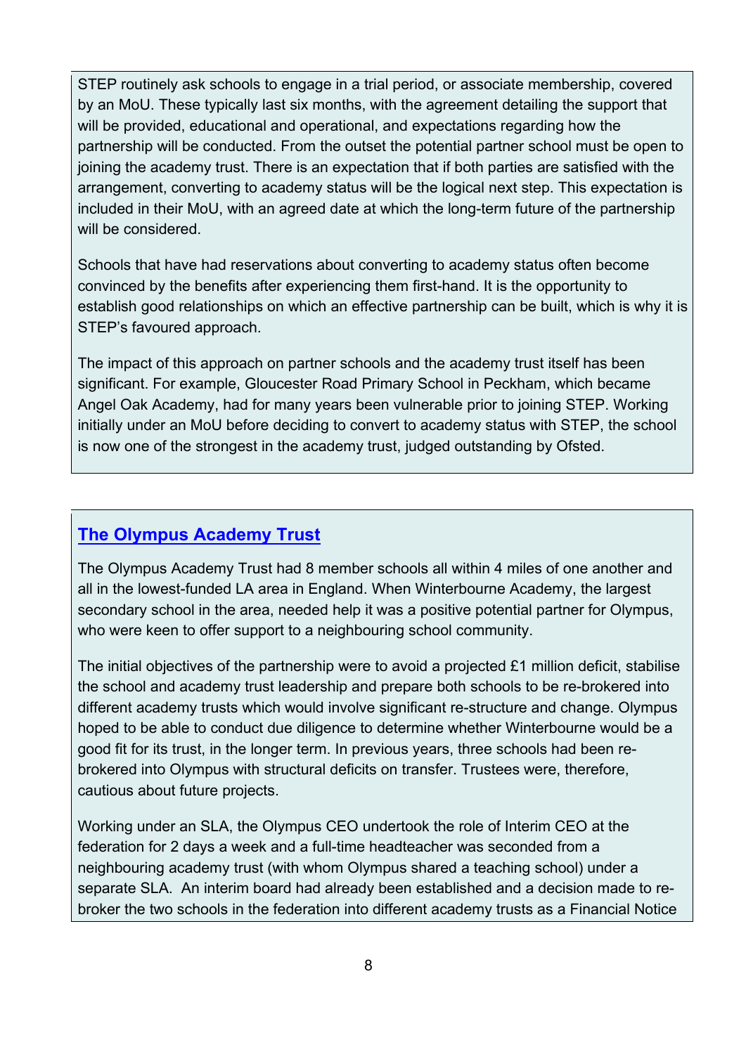STEP routinely ask schools to engage in a trial period, or associate membership, covered by an MoU. These typically last six months, with the agreement detailing the support that will be provided, educational and operational, and expectations regarding how the partnership will be conducted. From the outset the potential partner school must be open to joining the academy trust. There is an expectation that if both parties are satisfied with the arrangement, converting to academy status will be the logical next step. This expectation is included in their MoU, with an agreed date at which the long-term future of the partnership will be considered.

Schools that have had reservations about converting to academy status often become convinced by the benefits after experiencing them first-hand. It is the opportunity to establish good relationships on which an effective partnership can be built, which is why it is STEP's favoured approach.

The impact of this approach on partner schools and the academy trust itself has been significant. For example, Gloucester Road Primary School in Peckham, which became Angel Oak Academy, had for many years been vulnerable prior to joining STEP. Working initially under an MoU before deciding to convert to academy status with STEP, the school is now one of the strongest in the academy trust, judged outstanding by Ofsted.

## The Olympus Academy Trust

The Olympus Academy Trust had 8 member schools all within 4 miles of one another and all in the lowest-funded LA area in England. When Winterbourne Academy, the largest secondary school in the area, needed help it was a positive potential partner for Olympus, who were keen to offer support to a neighbouring school community.

The initial objectives of the partnership were to avoid a projected £1 million deficit, stabilise the school and academy trust leadership and prepare both schools to be re-brokered into different academy trusts which would involve significant re-structure and change. Olympus hoped to be able to conduct due diligence to determine whether Winterbourne would be a good fit for its trust, in the longer term. In previous years, three schools had been re-brokered into Olympus with structural deficits on transfer. Trustees were, therefore, cautious about future projects.

Working under an SLA, the Olympus CEO undertook the role of Interim CEO at the federation for 2 days a week and a full-time headteacher was seconded from a neighbouring academy trust (with whom Olympus shared a teaching school) under a separate SLA. An interim board had already been established and a decision made to re-broker the two schools in the federation into different academy trusts as a Financial Notice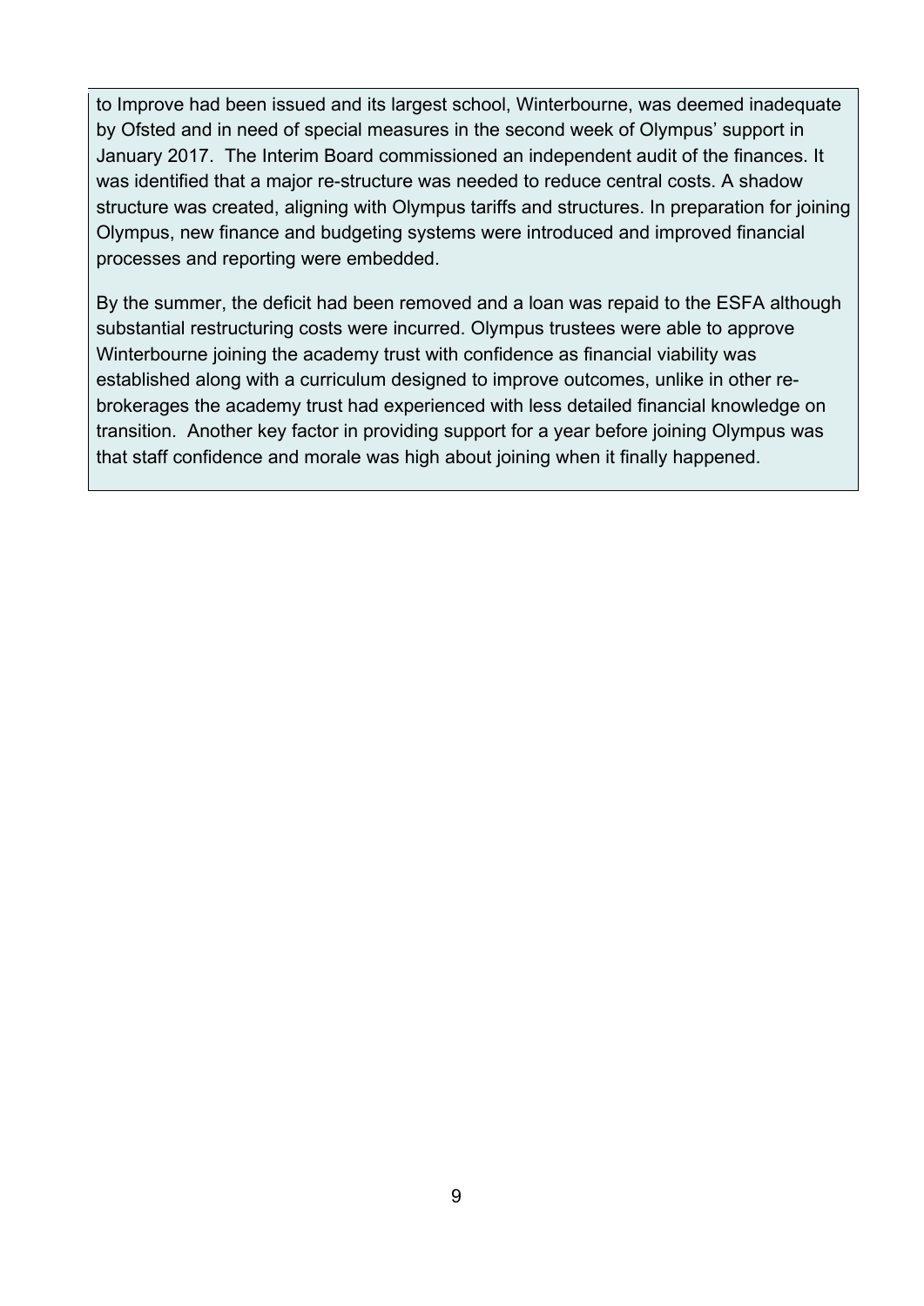to Improve had been issued and its largest school, Winterbourne, was deemed inadequate by Ofsted and in need of special measures in the second week of Olympus' support in January 2017. The Interim Board commissioned an independent audit of the finances. It was identified that a major re-structure was needed to reduce central costs. A shadow structure was created, aligning with Olympus tariffs and structures. In preparation for joining Olympus, new finance and budgeting systems were introduced and improved financial processes and reporting were embedded.

By the summer, the deficit had been removed and a loan was repaid to the ESFA although substantial restructuring costs were incurred. Olympus trustees were able to approve Winterbourne joining the academy trust with confidence as financial viability was established along with a curriculum designed to improve outcomes, unlike in other re-brokerages the academy trust had experienced with less detailed financial knowledge on transition. Another key factor in providing support for a year before joining Olympus was that staff confidence and morale was high about joining when it finally happened.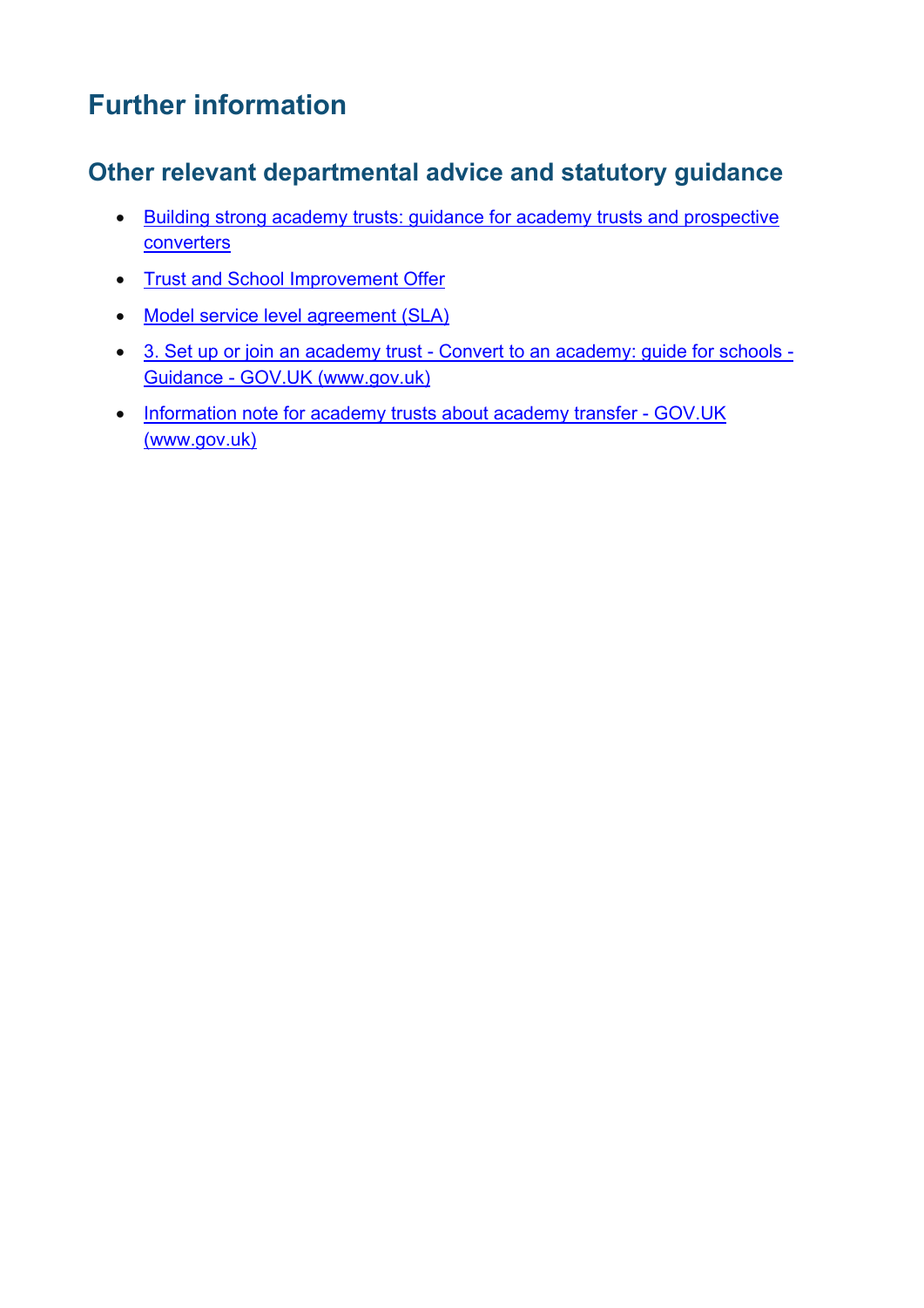# Further information

## Other relevant departmental advice and statutory guidance

- Building strong academy trusts: guidance for academy trusts and prospective converters
- Trust and School Improvement Offer
- Model service level agreement (SLA)
- 3. Set up or join an academy trust - Convert to an academy: guide for schools - Guidance - GOV.UK (www.gov.uk)
- Information note for academy trusts about academy transfer - GOV.UK (www.gov.uk)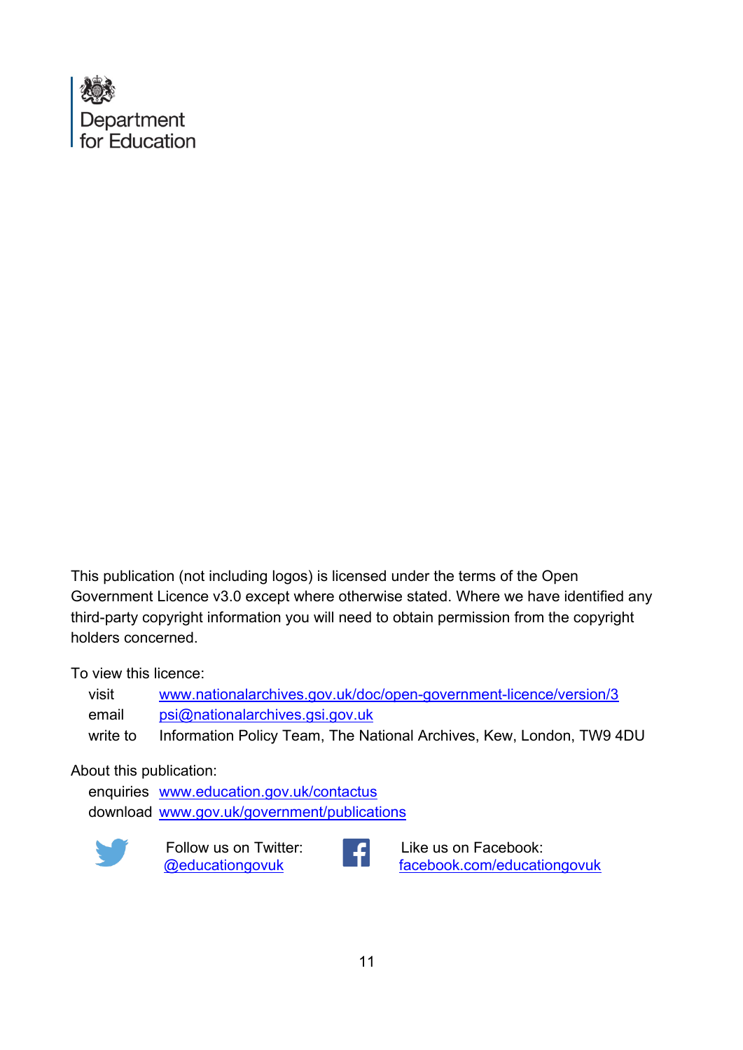Department for Education

This publication (not including logos) is licensed under the terms of the Open Government Licence v3.0 except where otherwise stated. Where we have identified any third-party copyright information you will need to obtain permission from the copyright holders concerned.

To view this licence:

visit www.nationalarchives.gov.uk/doc/open-government-licence/version/3
email psi@nationalarchives.gsi.gov.uk
write to Information Policy Team, The National Archives, Kew, London, TW9 4DU

About this publication:

enquiries www.education.gov.uk/contactus
download www.gov.uk/government/publications

Follow us on Twitter: @educationgovuk

Like us on Facebook: facebook.com/educationgovuk